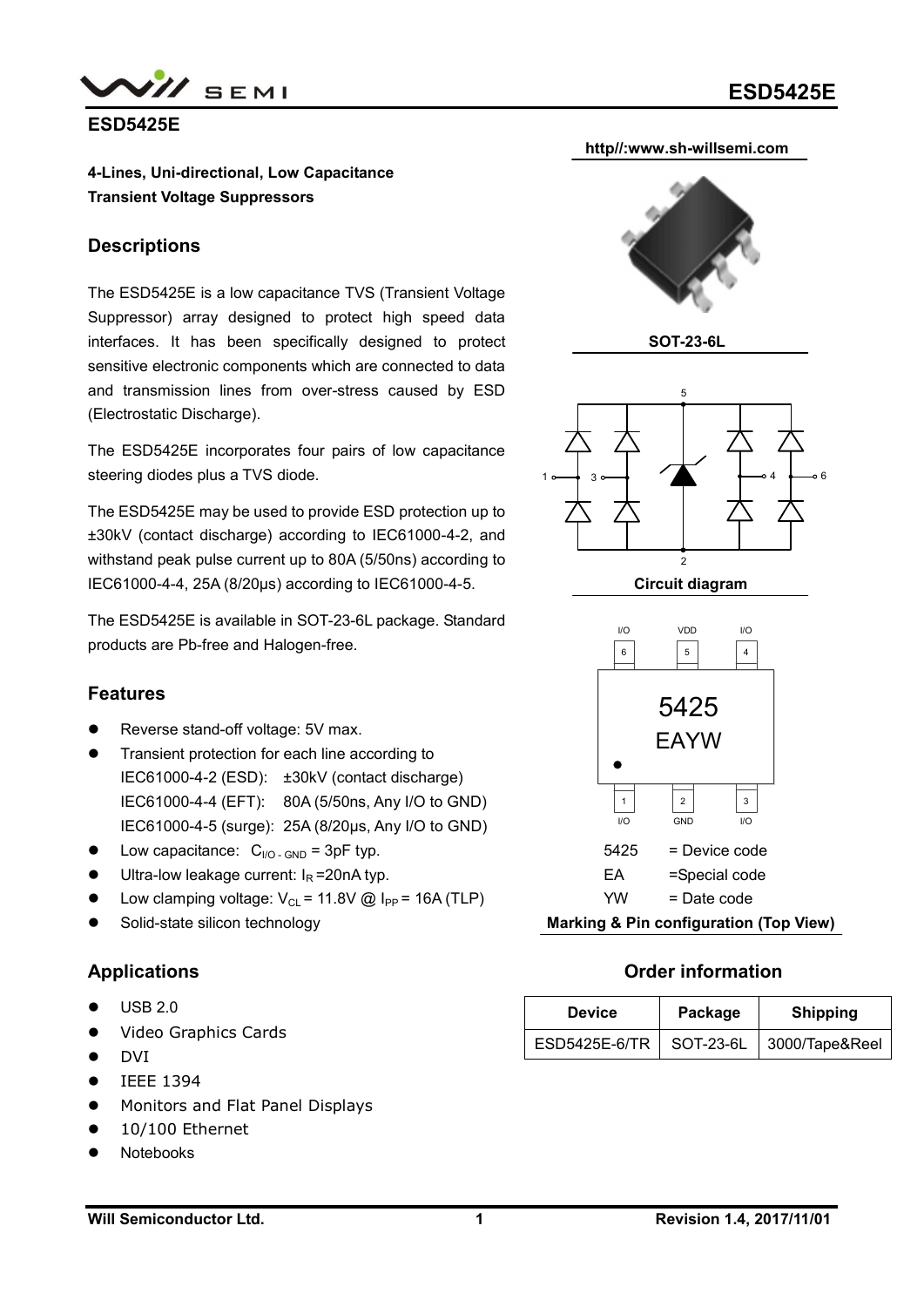# ESD5425E

**4-Lines, Uni-directional, Low Capacitance Transient Voltage Suppressors**

http//:www.sh-willsemi.com

SOT-23-6L

## Descriptions

The ESD5425E is a low capacitance TVS (Transient Voltage Suppressor) array designed to protect high speed data interfaces. It has been specifically designed to protect sensitive electronic components which are connected to data and transmission lines from over-stress caused by ESD (Electrostatic Discharge).

The ESD5425E incorporates four pairs of low capacitance steering diodes plus a TVS diode.

The ESD5425E may be used to provide ESD protection up to ±30kV (contact discharge) according to IEC61000-4-2, and withstand peak pulse current up to 80A (5/50ns) according to IEC61000-4-4, 25A (8/20μs) according to IEC61000-4-5.

The ESD5425E is available in SOT-23-6L package. Standard products are Pb-free and Halogen-free.

Circuit diagram

## Features

- Reverse stand-off voltage: 5V max.
- Transient protection for each line according to
  IEC61000-4-2 (ESD): ±30kV (contact discharge)
  IEC61000-4-4 (EFT): 80A (5/50ns, Any I/O to GND)
  IEC61000-4-5 (surge): 25A (8/20μs, Any I/O to GND)
- Low capacitance: $C_{I/O-GND}$ = 3pF typ.
- Ultra-low leakage current: $I_R$ =20nA typ.
- Low clamping voltage: $V_{CL}$ = 11.8V @ $I_{PP}$ = 16A (TLP)
- Solid-state silicon technology

5425 = Device code
EA =Special code
YW = Date code

Marking & Pin configuration (Top View)

## Applications

- USB 2.0
- Video Graphics Cards
- DVI
- IEEE 1394
- Monitors and Flat Panel Displays
- 10/100 Ethernet
- Notebooks

## Order information

| Device | Package | Shipping |
|---|---|---|
| ESD5425E-6/TR | SOT-23-6L | 3000/Tape&Reel |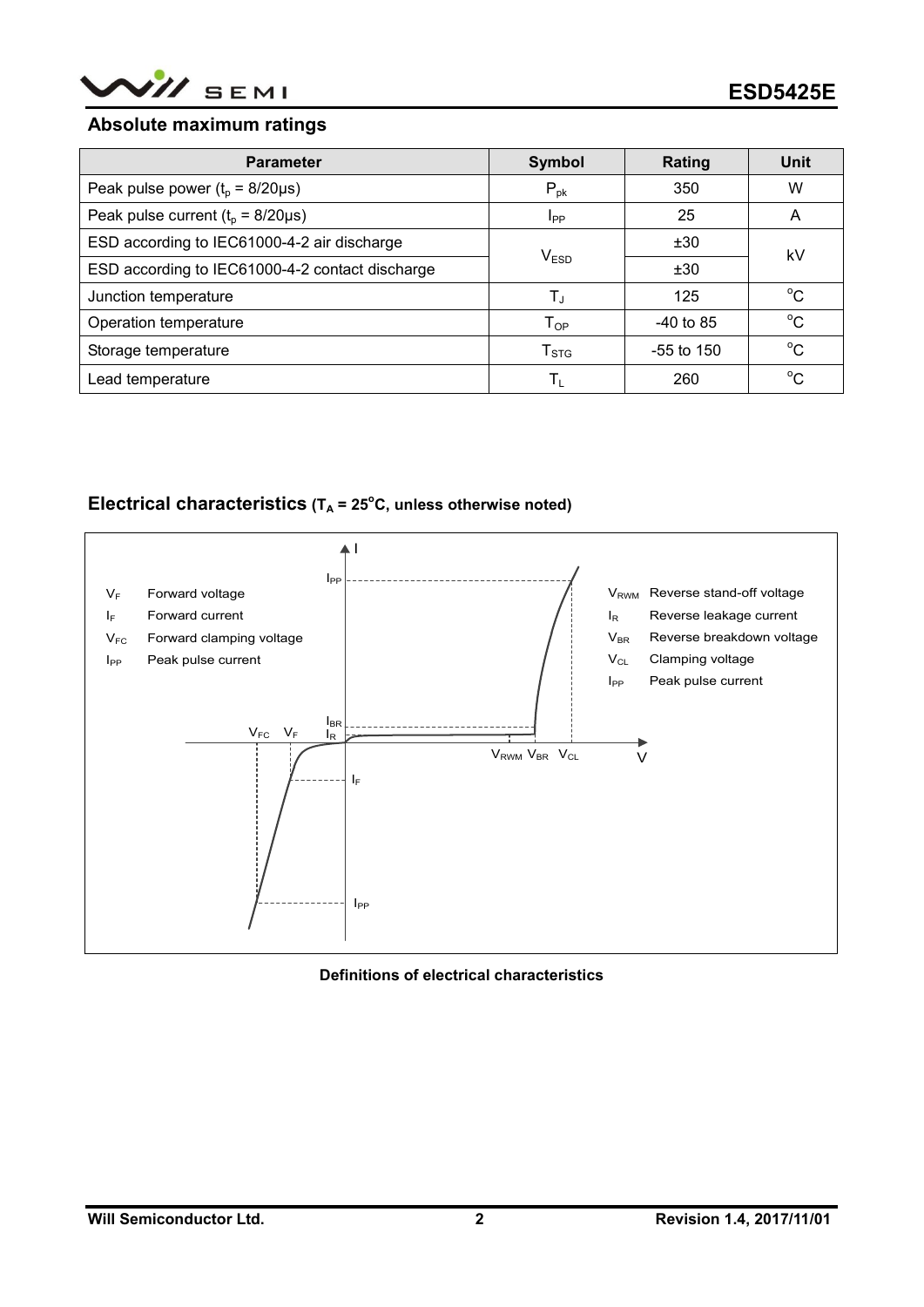## Absolute maximum ratings

| Parameter | Symbol | Rating | Unit |
|---|---|---|---|
| Peak pulse power ($t_p$ = 8/20μs) | $P_{pk}$ | 350 | W |
| Peak pulse current ($t_p$ = 8/20μs) | $I_{PP}$ | 25 | A |
| ESD according to IEC61000-4-2 air discharge | $V_{ESD}$ | ±30 | kV |
| ESD according to IEC61000-4-2 contact discharge | | ±30 | |
| Junction temperature | $T_J$ | 125 | °C |
| Operation temperature | $T_{OP}$ | -40 to 85 | °C |
| Storage temperature | $T_{STG}$ | -55 to 150 | °C |
| Lead temperature | $T_L$ | 260 | °C |

## Electrical characteristics ($T_A$ = 25°C, unless otherwise noted)

$V_F$ Forward voltage
$I_F$ Forward current
$V_{FC}$ Forward clamping voltage
$I_{PP}$ Peak pulse current

$V_{RWM}$ Reverse stand-off voltage
$I_R$ Reverse leakage current
$V_{BR}$ Reverse breakdown voltage
$V_{CL}$ Clamping voltage
$I_{PP}$ Peak pulse current

**Definitions of electrical characteristics**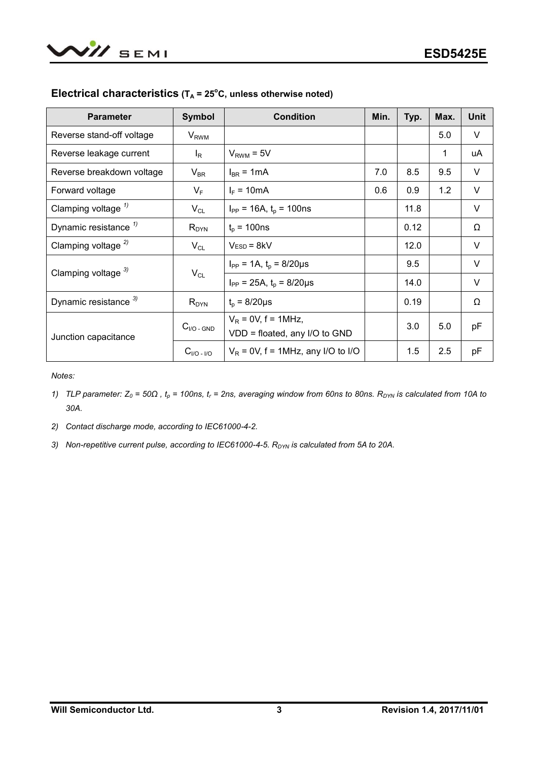## Electrical characteristics ($T_A$ = 25°C, unless otherwise noted)

| Parameter | Symbol | Condition | Min. | Typ. | Max. | Unit |
|---|---|---|---|---|---|---|
| Reverse stand-off voltage | $V_{RWM}$ | | | | 5.0 | V |
| Reverse leakage current | $I_R$ | $V_{RWM}$ = 5V | | | 1 | uA |
| Reverse breakdown voltage | $V_{BR}$ | $I_{BR}$ = 1mA | 7.0 | 8.5 | 9.5 | V |
| Forward voltage | $V_F$ | $I_F$ = 10mA | 0.6 | 0.9 | 1.2 | V |
| Clamping voltage [1] | $V_{CL}$ | $I_{PP}$ = 16A, $t_p$ = 100ns | | 11.8 | | V |
| Dynamic resistance [1] | $R_{DYN}$ | $t_p$ = 100ns | | 0.12 | | Ω |
| Clamping voltage [2] | $V_{CL}$ | $V_{ESD}$ = 8kV | | 12.0 | | V |
| Clamping voltage [3] | $V_{CL}$ | $I_{PP}$ = 1A, $t_p$ = 8/20μs | | 9.5 | | V |
| | | $I_{PP}$ = 25A, $t_p$ = 8/20μs | | 14.0 | | V |
| Dynamic resistance [3] | $R_{DYN}$ | $t_p$ = 8/20μs | | 0.19 | | Ω |
| Junction capacitance | $C_{I/O - GND}$ | $V_R$ = 0V, f = 1MHz, VDD = floated, any I/O to GND | | 3.0 | 5.0 | pF |
| | $C_{I/O - I/O}$ | $V_R$ = 0V, f = 1MHz, any I/O to I/O | | 1.5 | 2.5 | pF |

*Notes:*

1) *TLP parameter: $Z_0$ = 50Ω , $t_p$ = 100ns, $t_r$ = 2ns, averaging window from 60ns to 80ns. $R_{DYN}$ is calculated from 10A to 30A.*
2) *Contact discharge mode, according to IEC61000-4-2.*
3) *Non-repetitive current pulse, according to IEC61000-4-5. $R_{DYN}$ is calculated from 5A to 20A.*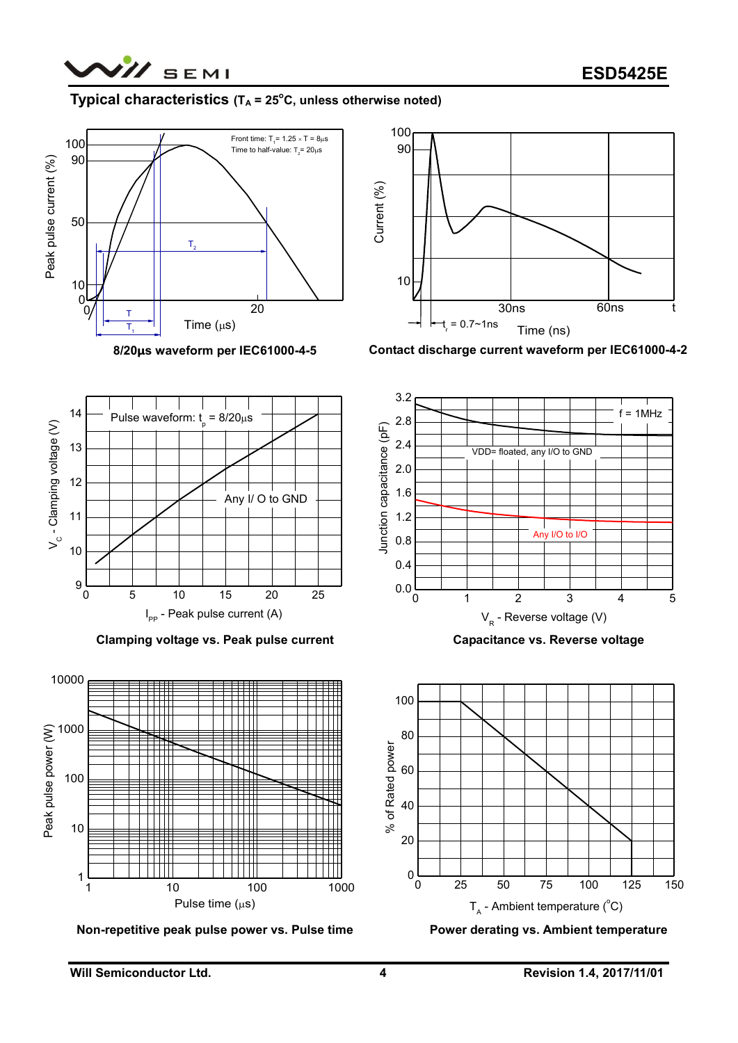## Typical characteristics ($T_A$ = 25°C, unless otherwise noted)

8/20μs waveform per IEC61000-4-5

Contact discharge current waveform per IEC61000-4-2

Clamping voltage vs. Peak pulse current

Capacitance vs. Reverse voltage

Non-repetitive peak pulse power vs. Pulse time

Power derating vs. Ambient temperature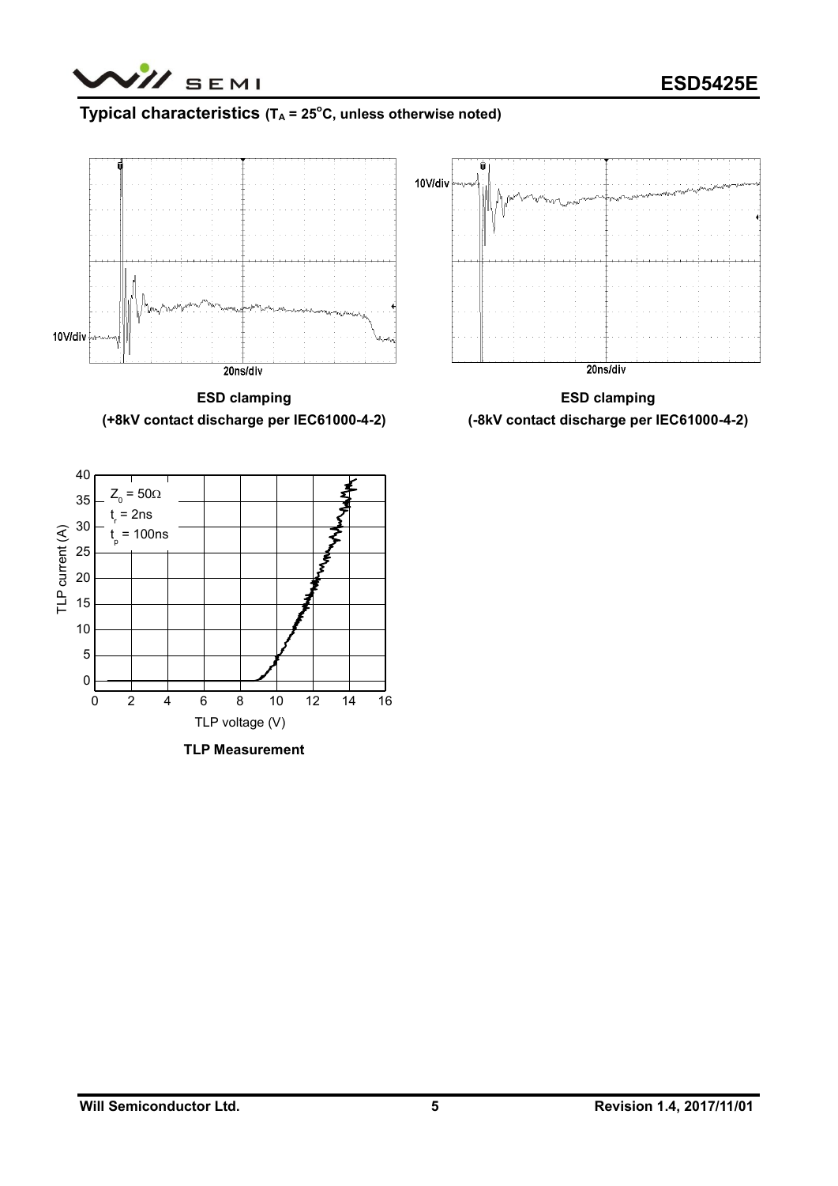## Typical characteristics ($T_A$ = 25°C, unless otherwise noted)

10V/div

20ns/div

**ESD clamping**
**(+8kV contact discharge per IEC61000-4-2)**

10V/div

20ns/div

**ESD clamping**
**(-8kV contact discharge per IEC61000-4-2)**

$Z_0$ = 50Ω
$t_r$ = 2ns
$t_p$ = 100ns

TLP current (A)

TLP voltage (V)

**TLP Measurement**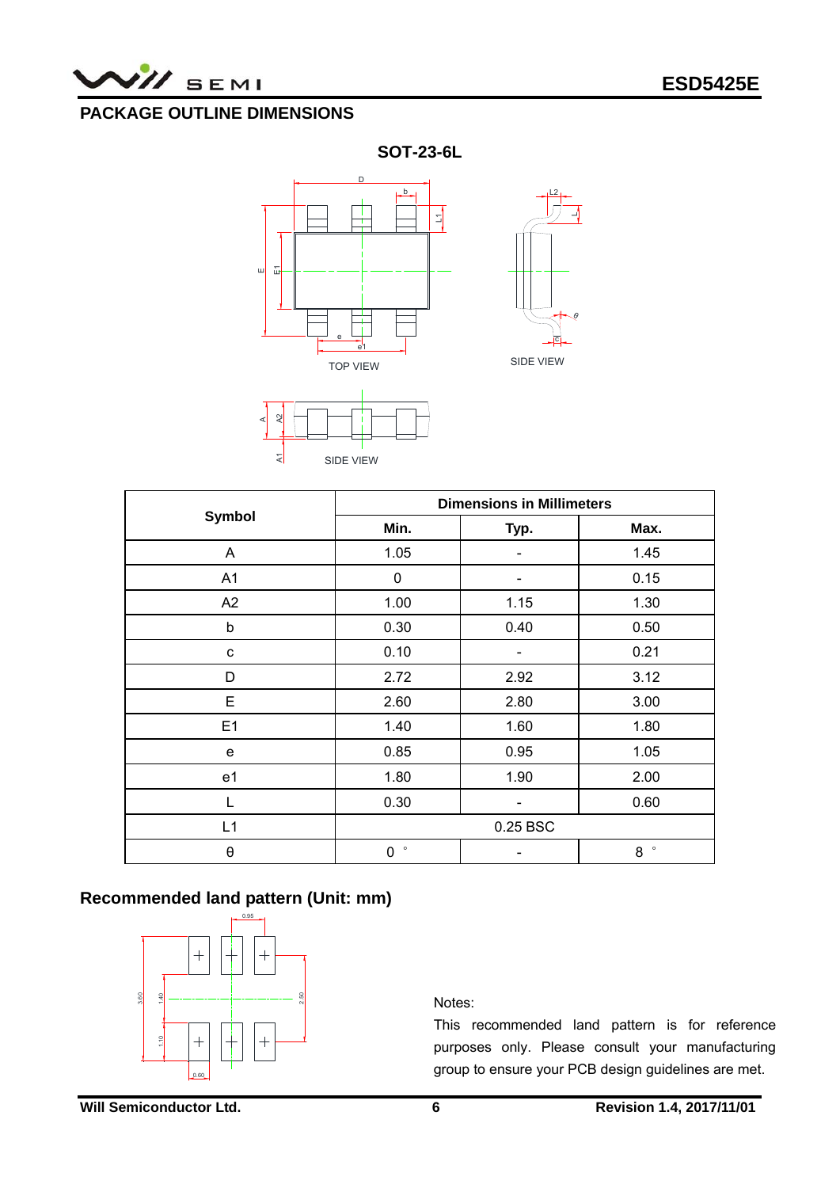## PACKAGE OUTLINE DIMENSIONS

**SOT-23-6L**

| Symbol | Dimensions in Millimeters | | |
|---|---|---|---|
| | Min. | Typ. | Max. |
| A | 1.05 | - | 1.45 |
| A1 | 0 | - | 0.15 |
| A2 | 1.00 | 1.15 | 1.30 |
| b | 0.30 | 0.40 | 0.50 |
| c | 0.10 | - | 0.21 |
| D | 2.72 | 2.92 | 3.12 |
| E | 2.60 | 2.80 | 3.00 |
| E1 | 1.40 | 1.60 | 1.80 |
| e | 0.85 | 0.95 | 1.05 |
| e1 | 1.80 | 1.90 | 2.00 |
| L | 0.30 | - | 0.60 |
| L1 | 0.25 BSC | | |
| θ | 0 ° | - | 8 ° |

## Recommended land pattern (Unit: mm)

Notes:

This recommended land pattern is for reference purposes only. Please consult your manufacturing group to ensure your PCB design guidelines are met.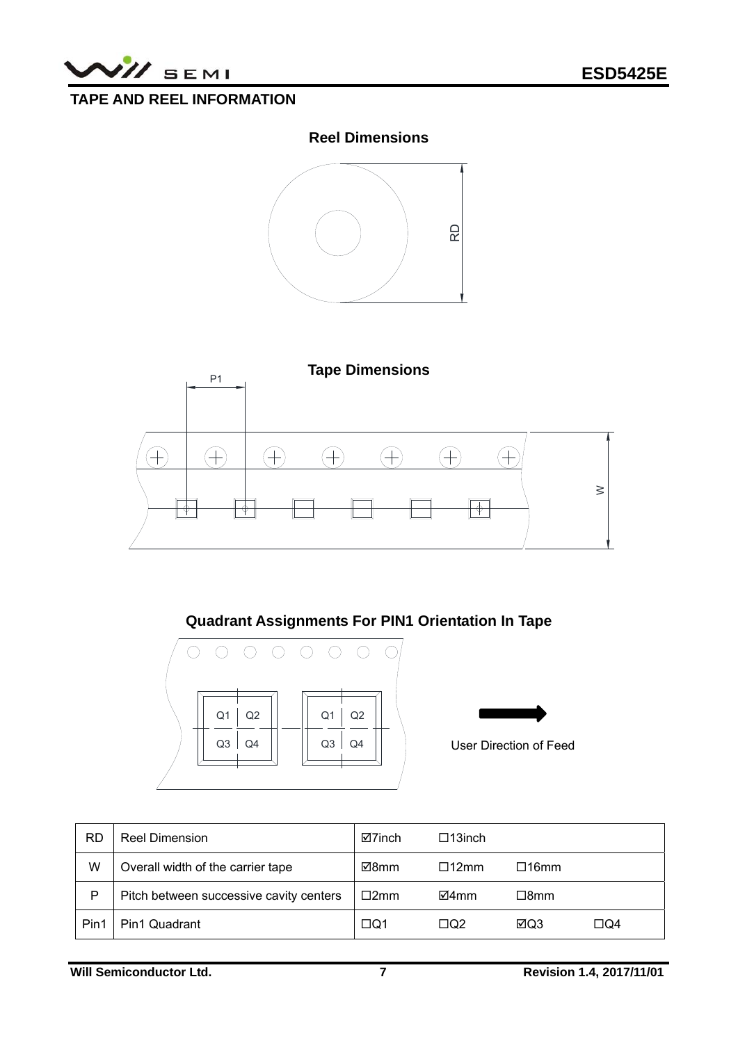## TAPE AND REEL INFORMATION

### Reel Dimensions

RD

### Tape Dimensions

P1

W

### Quadrant Assignments For PIN1 Orientation In Tape

Q1 Q2

Q3 Q4

Q1 Q2

Q3 Q4

User Direction of Feed

| | | | | | |
|---|---|---|---|---|---|
| RD | Reel Dimension | ☑7inch | ☐13inch | | |
| W | Overall width of the carrier tape | ☑8mm | ☐12mm | ☐16mm | |
| P | Pitch between successive cavity centers | ☐2mm | ☑4mm | ☐8mm | |
| Pin1 | Pin1 Quadrant | ☐Q1 | ☐Q2 | ☑Q3 | ☐Q4 |